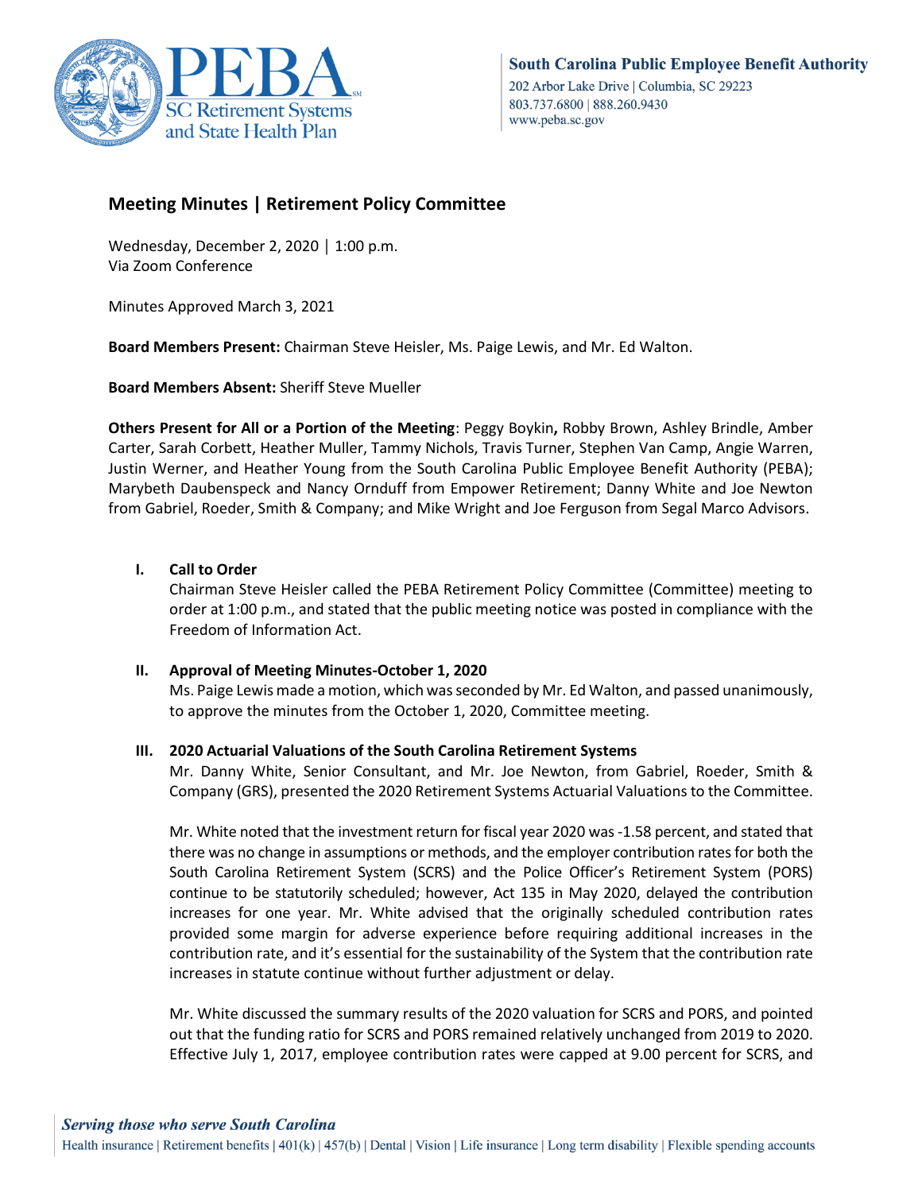South Carolina Public Employee Benefit Authority
202 Arbor Lake Drive | Columbia, SC 29223
803.737.6800 | 888.260.9430
www.peba.sc.gov

## Meeting Minutes | Retirement Policy Committee

Wednesday, December 2, 2020 | 1:00 p.m.
Via Zoom Conference

Minutes Approved March 3, 2021

**Board Members Present:** Chairman Steve Heisler, Ms. Paige Lewis, and Mr. Ed Walton.

**Board Members Absent:** Sheriff Steve Mueller

**Others Present for All or a Portion of the Meeting**: Peggy Boykin**,** Robby Brown, Ashley Brindle, Amber Carter, Sarah Corbett, Heather Muller, Tammy Nichols, Travis Turner, Stephen Van Camp, Angie Warren, Justin Werner, and Heather Young from the South Carolina Public Employee Benefit Authority (PEBA); Marybeth Daubenspeck and Nancy Ornduff from Empower Retirement; Danny White and Joe Newton from Gabriel, Roeder, Smith & Company; and Mike Wright and Joe Ferguson from Segal Marco Advisors.

### I. Call to Order

Chairman Steve Heisler called the PEBA Retirement Policy Committee (Committee) meeting to order at 1:00 p.m., and stated that the public meeting notice was posted in compliance with the Freedom of Information Act.

### II. Approval of Meeting Minutes-October 1, 2020

Ms. Paige Lewis made a motion, which was seconded by Mr. Ed Walton, and passed unanimously, to approve the minutes from the October 1, 2020, Committee meeting.

### III. 2020 Actuarial Valuations of the South Carolina Retirement Systems

Mr. Danny White, Senior Consultant, and Mr. Joe Newton, from Gabriel, Roeder, Smith & Company (GRS), presented the 2020 Retirement Systems Actuarial Valuations to the Committee.

Mr. White noted that the investment return for fiscal year 2020 was -1.58 percent, and stated that there was no change in assumptions or methods, and the employer contribution rates for both the South Carolina Retirement System (SCRS) and the Police Officer's Retirement System (PORS) continue to be statutorily scheduled; however, Act 135 in May 2020, delayed the contribution increases for one year. Mr. White advised that the originally scheduled contribution rates provided some margin for adverse experience before requiring additional increases in the contribution rate, and it's essential for the sustainability of the System that the contribution rate increases in statute continue without further adjustment or delay.

Mr. White discussed the summary results of the 2020 valuation for SCRS and PORS, and pointed out that the funding ratio for SCRS and PORS remained relatively unchanged from 2019 to 2020. Effective July 1, 2017, employee contribution rates were capped at 9.00 percent for SCRS, and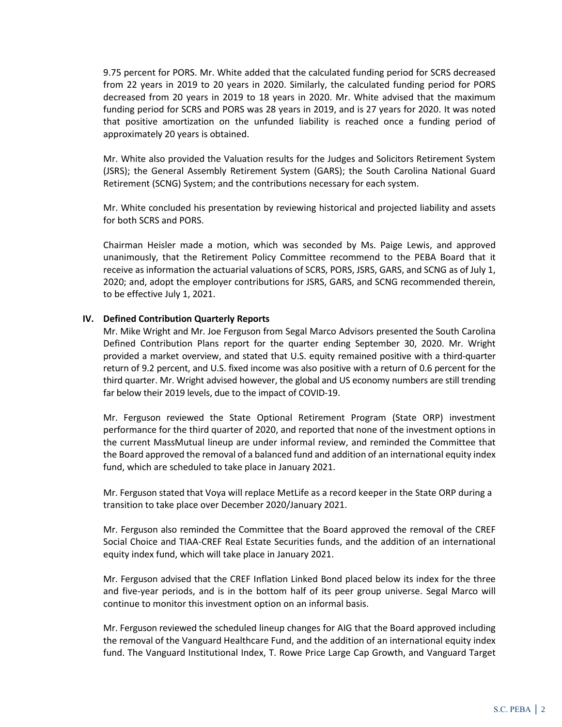9.75 percent for PORS. Mr. White added that the calculated funding period for SCRS decreased from 22 years in 2019 to 20 years in 2020. Similarly, the calculated funding period for PORS decreased from 20 years in 2019 to 18 years in 2020. Mr. White advised that the maximum funding period for SCRS and PORS was 28 years in 2019, and is 27 years for 2020. It was noted that positive amortization on the unfunded liability is reached once a funding period of approximately 20 years is obtained.

Mr. White also provided the Valuation results for the Judges and Solicitors Retirement System (JSRS); the General Assembly Retirement System (GARS); the South Carolina National Guard Retirement (SCNG) System; and the contributions necessary for each system.

Mr. White concluded his presentation by reviewing historical and projected liability and assets for both SCRS and PORS.

Chairman Heisler made a motion, which was seconded by Ms. Paige Lewis, and approved unanimously, that the Retirement Policy Committee recommend to the PEBA Board that it receive as information the actuarial valuations of SCRS, PORS, JSRS, GARS, and SCNG as of July 1, 2020; and, adopt the employer contributions for JSRS, GARS, and SCNG recommended therein, to be effective July 1, 2021.

## IV. Defined Contribution Quarterly Reports

Mr. Mike Wright and Mr. Joe Ferguson from Segal Marco Advisors presented the South Carolina Defined Contribution Plans report for the quarter ending September 30, 2020. Mr. Wright provided a market overview, and stated that U.S. equity remained positive with a third-quarter return of 9.2 percent, and U.S. fixed income was also positive with a return of 0.6 percent for the third quarter. Mr. Wright advised however, the global and US economy numbers are still trending far below their 2019 levels, due to the impact of COVID-19.

Mr. Ferguson reviewed the State Optional Retirement Program (State ORP) investment performance for the third quarter of 2020, and reported that none of the investment options in the current MassMutual lineup are under informal review, and reminded the Committee that the Board approved the removal of a balanced fund and addition of an international equity index fund, which are scheduled to take place in January 2021.

Mr. Ferguson stated that Voya will replace MetLife as a record keeper in the State ORP during a transition to take place over December 2020/January 2021.

Mr. Ferguson also reminded the Committee that the Board approved the removal of the CREF Social Choice and TIAA-CREF Real Estate Securities funds, and the addition of an international equity index fund, which will take place in January 2021.

Mr. Ferguson advised that the CREF Inflation Linked Bond placed below its index for the three and five-year periods, and is in the bottom half of its peer group universe. Segal Marco will continue to monitor this investment option on an informal basis.

Mr. Ferguson reviewed the scheduled lineup changes for AIG that the Board approved including the removal of the Vanguard Healthcare Fund, and the addition of an international equity index fund. The Vanguard Institutional Index, T. Rowe Price Large Cap Growth, and Vanguard Target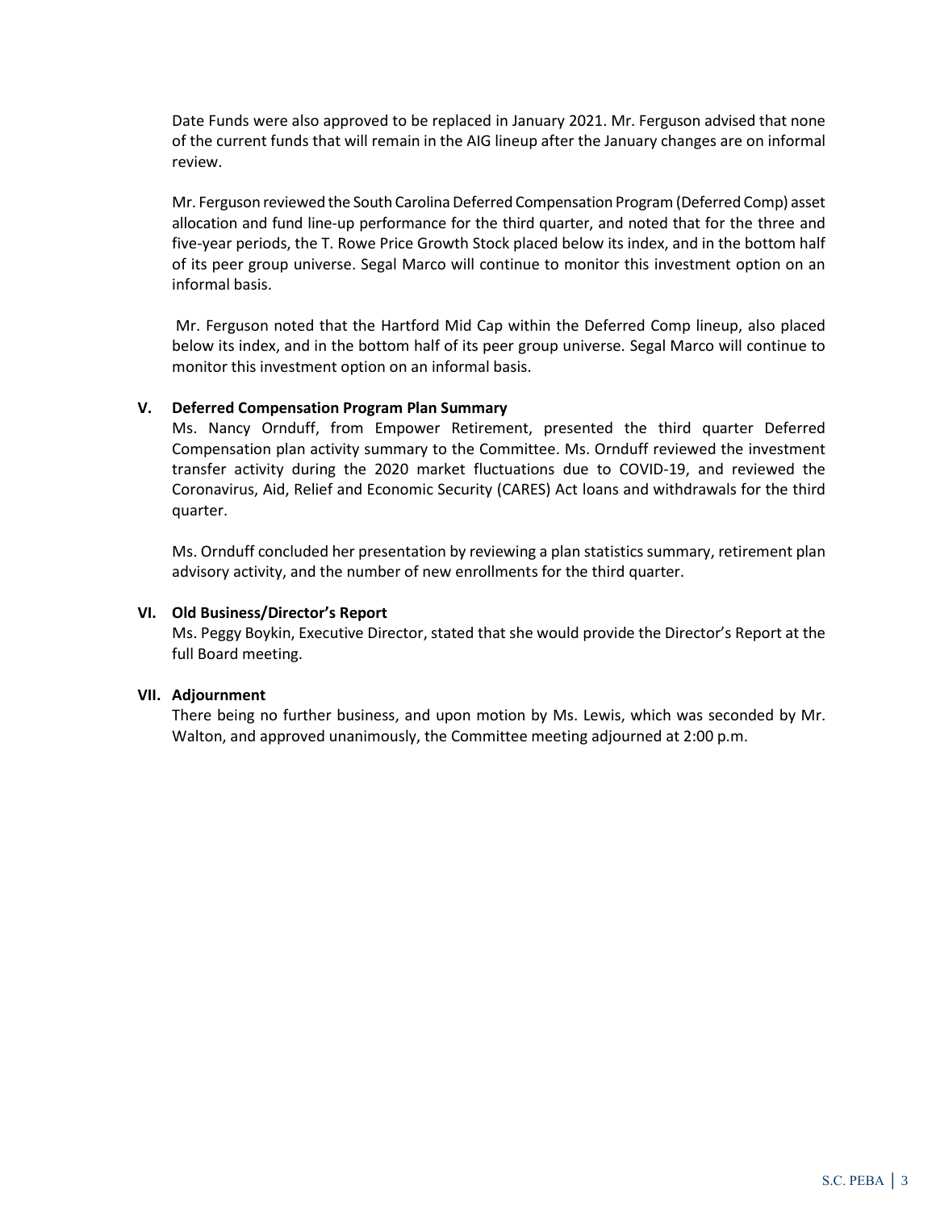Date Funds were also approved to be replaced in January 2021. Mr. Ferguson advised that none of the current funds that will remain in the AIG lineup after the January changes are on informal review.

Mr. Ferguson reviewed the South Carolina Deferred Compensation Program (Deferred Comp) asset allocation and fund line-up performance for the third quarter, and noted that for the three and five-year periods, the T. Rowe Price Growth Stock placed below its index, and in the bottom half of its peer group universe. Segal Marco will continue to monitor this investment option on an informal basis.

Mr. Ferguson noted that the Hartford Mid Cap within the Deferred Comp lineup, also placed below its index, and in the bottom half of its peer group universe. Segal Marco will continue to monitor this investment option on an informal basis.

## V. Deferred Compensation Program Plan Summary

Ms. Nancy Ornduff, from Empower Retirement, presented the third quarter Deferred Compensation plan activity summary to the Committee. Ms. Ornduff reviewed the investment transfer activity during the 2020 market fluctuations due to COVID-19, and reviewed the Coronavirus, Aid, Relief and Economic Security (CARES) Act loans and withdrawals for the third quarter.

Ms. Ornduff concluded her presentation by reviewing a plan statistics summary, retirement plan advisory activity, and the number of new enrollments for the third quarter.

## VI. Old Business/Director's Report

Ms. Peggy Boykin, Executive Director, stated that she would provide the Director's Report at the full Board meeting.

## VII. Adjournment

There being no further business, and upon motion by Ms. Lewis, which was seconded by Mr. Walton, and approved unanimously, the Committee meeting adjourned at 2:00 p.m.